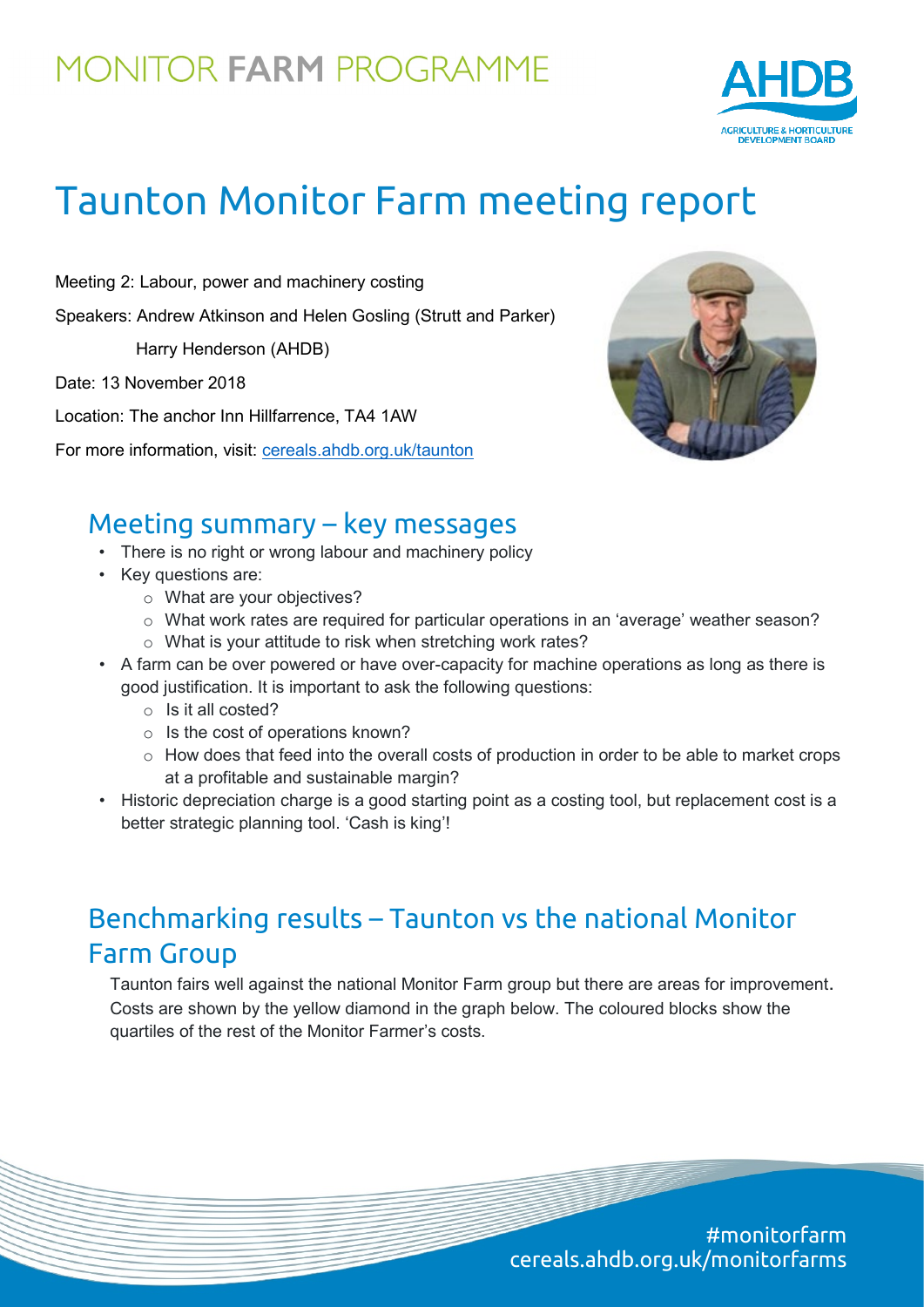MONITOR **FARM** PROGRAMME

# Taunton Monitor Farm meeting report

Meeting 2: Labour, power and machinery costing

Speakers: Andrew Atkinson and Helen Gosling (Strutt and Parker)

Harry Henderson (AHDB)

Date: 13 November 2018

Location: The anchor Inn Hillfarrence, TA4 1AW

For more information, visit: cereals.ahdb.org.uk/taunton

## Meeting summary – key messages

- There is no right or wrong labour and machinery policy
- Key questions are:
  - What are your objectives?
  - What work rates are required for particular operations in an 'average' weather season?
  - What is your attitude to risk when stretching work rates?
- A farm can be over powered or have over-capacity for machine operations as long as there is good justification. It is important to ask the following questions:
  - Is it all costed?
  - Is the cost of operations known?
  - How does that feed into the overall costs of production in order to be able to market crops at a profitable and sustainable margin?
- Historic depreciation charge is a good starting point as a costing tool, but replacement cost is a better strategic planning tool. 'Cash is king'!

## Benchmarking results – Taunton vs the national Monitor Farm Group

Taunton fairs well against the national Monitor Farm group but there are areas for improvement. Costs are shown by the yellow diamond in the graph below. The coloured blocks show the quartiles of the rest of the Monitor Farmer's costs.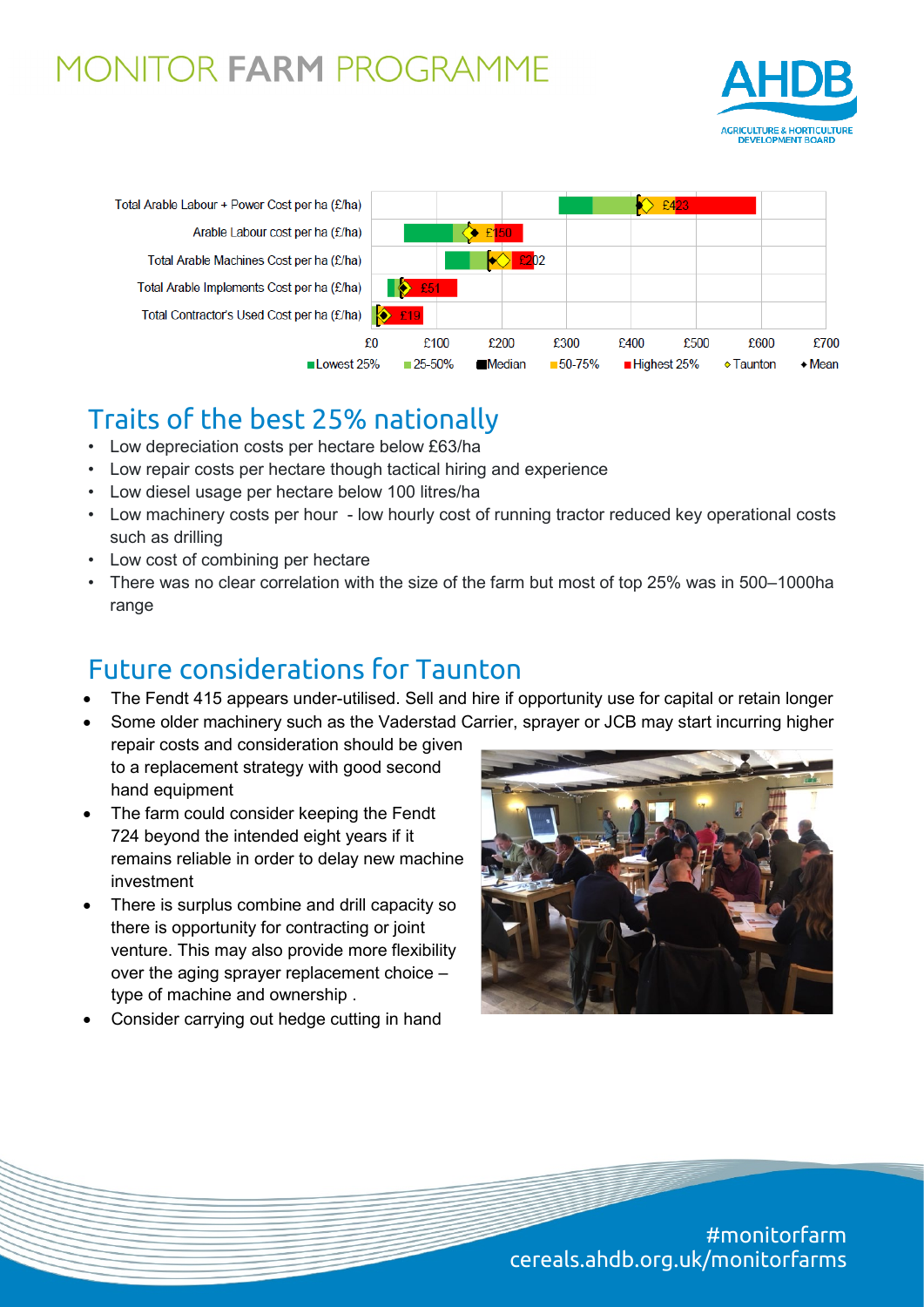# MONITOR FARM PROGRAMME

| | |
|---|---|
| Total Arable Labour + Power Cost per ha (£/ha) | £423 |
| Arable Labour cost per ha (£/ha) | £150 |
| Total Arable Machines Cost per ha (£/ha) | £202 |
| Total Arable Implements Cost per ha (£/ha) | £51 |
| Total Contractor's Used Cost per ha (£/ha) | £19 |

£0 £100 £200 £300 £400 £500 £600 £700

Lowest 25% | 25-50% | Median | 50-75% | Highest 25% | Taunton | Mean

## Traits of the best 25% nationally

- Low depreciation costs per hectare below £63/ha
- Low repair costs per hectare though tactical hiring and experience
- Low diesel usage per hectare below 100 litres/ha
- Low machinery costs per hour - low hourly cost of running tractor reduced key operational costs such as drilling
- Low cost of combining per hectare
- There was no clear correlation with the size of the farm but most of top 25% was in 500–1000ha range

## Future considerations for Taunton

- The Fendt 415 appears under-utilised. Sell and hire if opportunity use for capital or retain longer
- Some older machinery such as the Vaderstad Carrier, sprayer or JCB may start incurring higher repair costs and consideration should be given to a replacement strategy with good second hand equipment
- The farm could consider keeping the Fendt 724 beyond the intended eight years if it remains reliable in order to delay new machine investment
- There is surplus combine and drill capacity so there is opportunity for contracting or joint venture. This may also provide more flexibility over the aging sprayer replacement choice – type of machine and ownership .
- Consider carrying out hedge cutting in hand

#monitorfarm
cereals.ahdb.org.uk/monitorfarms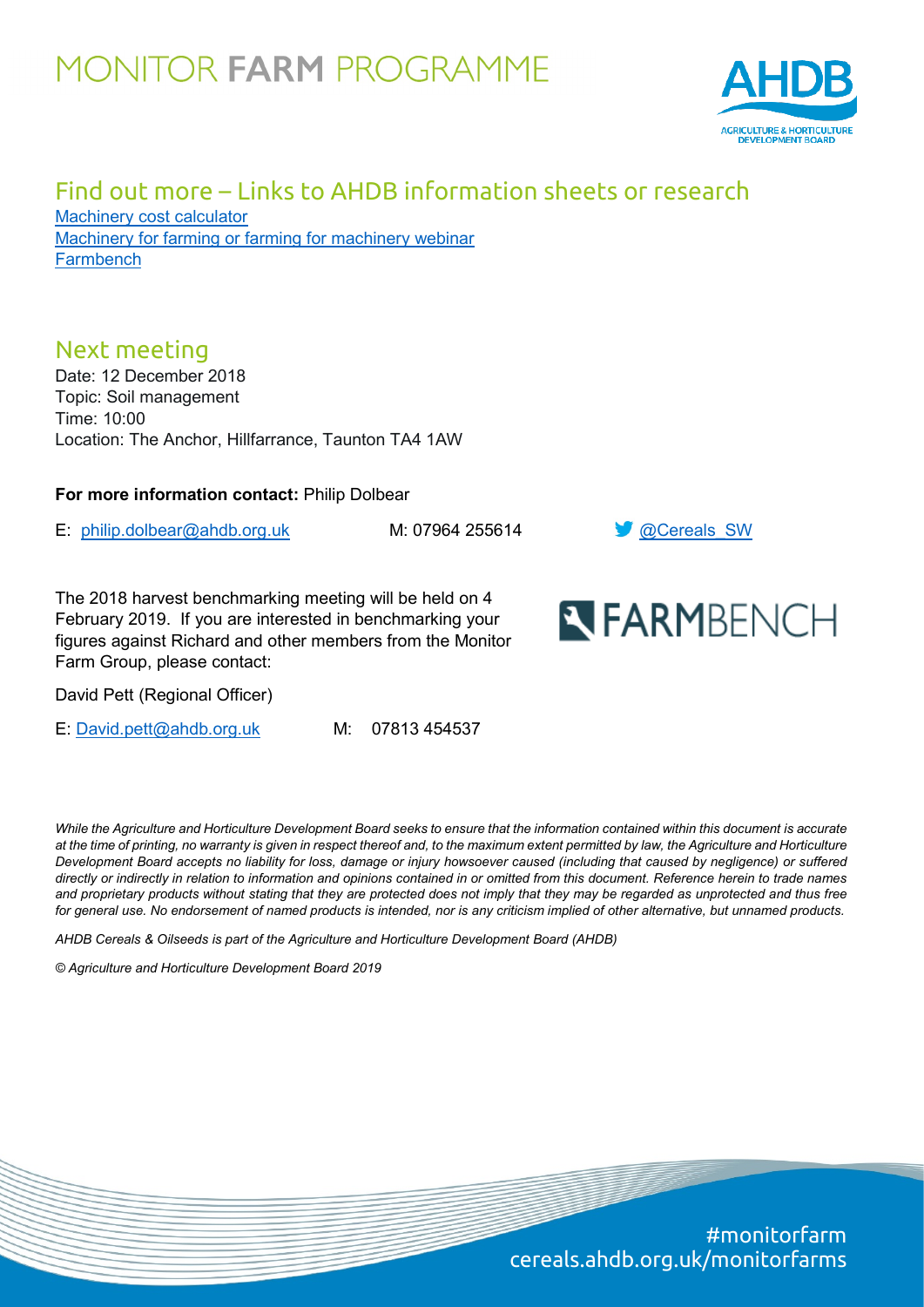# MONITOR FARM PROGRAMME

## Find out more – Links to AHDB information sheets or research

Machinery cost calculator
Machinery for farming or farming for machinery webinar
Farmbench

## Next meeting

Date: 12 December 2018
Topic: Soil management
Time: 10:00
Location: The Anchor, Hillfarrance, Taunton TA4 1AW

**For more information contact:** Philip Dolbear

E: philip.dolbear@ahdb.org.uk M: 07964 255614 @Cereals_SW

The 2018 harvest benchmarking meeting will be held on 4 February 2019. If you are interested in benchmarking your figures against Richard and other members from the Monitor Farm Group, please contact:

David Pett (Regional Officer)

E: David.pett@ahdb.org.uk M: 07813 454537

*While the Agriculture and Horticulture Development Board seeks to ensure that the information contained within this document is accurate at the time of printing, no warranty is given in respect thereof and, to the maximum extent permitted by law, the Agriculture and Horticulture Development Board accepts no liability for loss, damage or injury howsoever caused (including that caused by negligence) or suffered directly or indirectly in relation to information and opinions contained in or omitted from this document. Reference herein to trade names and proprietary products without stating that they are protected does not imply that they may be regarded as unprotected and thus free for general use. No endorsement of named products is intended, nor is any criticism implied of other alternative, but unnamed products.*

*AHDB Cereals & Oilseeds is part of the Agriculture and Horticulture Development Board (AHDB)*

*© Agriculture and Horticulture Development Board 2019*

#monitorfarm
cereals.ahdb.org.uk/monitorfarms